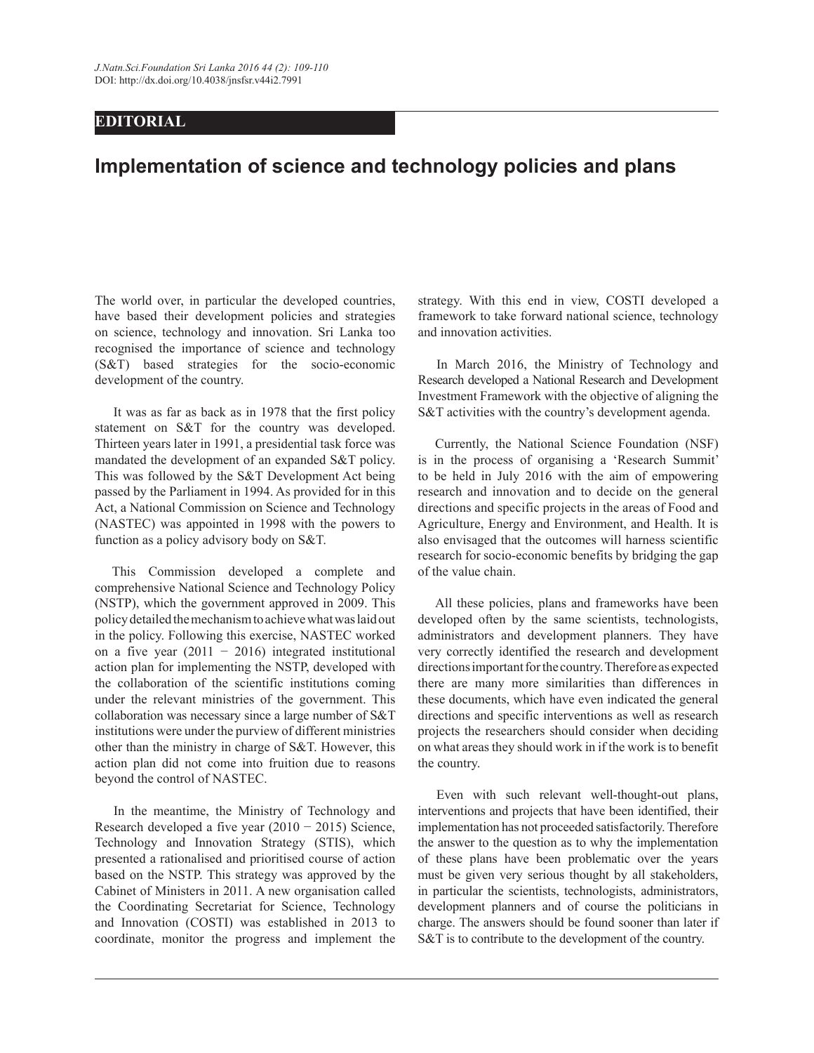**EDITORIAL**

# Implementation of science and technology policies and plans

The world over, in particular the developed countries, have based their development policies and strategies on science, technology and innovation. Sri Lanka too recognised the importance of science and technology (S&T) based strategies for the socio-economic development of the country.

It was as far as back as in 1978 that the first policy statement on S&T for the country was developed. Thirteen years later in 1991, a presidential task force was mandated the development of an expanded S&T policy. This was followed by the S&T Development Act being passed by the Parliament in 1994. As provided for in this Act, a National Commission on Science and Technology (NASTEC) was appointed in 1998 with the powers to function as a policy advisory body on S&T.

This Commission developed a complete and comprehensive National Science and Technology Policy (NSTP), which the government approved in 2009. This policy detailed the mechanism to achieve what was laid out in the policy. Following this exercise, NASTEC worked on a five year (2011 − 2016) integrated institutional action plan for implementing the NSTP, developed with the collaboration of the scientific institutions coming under the relevant ministries of the government. This collaboration was necessary since a large number of S&T institutions were under the purview of different ministries other than the ministry in charge of S&T. However, this action plan did not come into fruition due to reasons beyond the control of NASTEC.

In the meantime, the Ministry of Technology and Research developed a five year (2010 − 2015) Science, Technology and Innovation Strategy (STIS), which presented a rationalised and prioritised course of action based on the NSTP. This strategy was approved by the Cabinet of Ministers in 2011. A new organisation called the Coordinating Secretariat for Science, Technology and Innovation (COSTI) was established in 2013 to coordinate, monitor the progress and implement the strategy. With this end in view, COSTI developed a framework to take forward national science, technology and innovation activities.

In March 2016, the Ministry of Technology and Research developed a National Research and Development Investment Framework with the objective of aligning the S&T activities with the country's development agenda.

Currently, the National Science Foundation (NSF) is in the process of organising a 'Research Summit' to be held in July 2016 with the aim of empowering research and innovation and to decide on the general directions and specific projects in the areas of Food and Agriculture, Energy and Environment, and Health. It is also envisaged that the outcomes will harness scientific research for socio-economic benefits by bridging the gap of the value chain.

All these policies, plans and frameworks have been developed often by the same scientists, technologists, administrators and development planners. They have very correctly identified the research and development directions important for the country. Therefore as expected there are many more similarities than differences in these documents, which have even indicated the general directions and specific interventions as well as research projects the researchers should consider when deciding on what areas they should work in if the work is to benefit the country.

Even with such relevant well-thought-out plans, interventions and projects that have been identified, their implementation has not proceeded satisfactorily. Therefore the answer to the question as to why the implementation of these plans have been problematic over the years must be given very serious thought by all stakeholders, in particular the scientists, technologists, administrators, development planners and of course the politicians in charge. The answers should be found sooner than later if S&T is to contribute to the development of the country.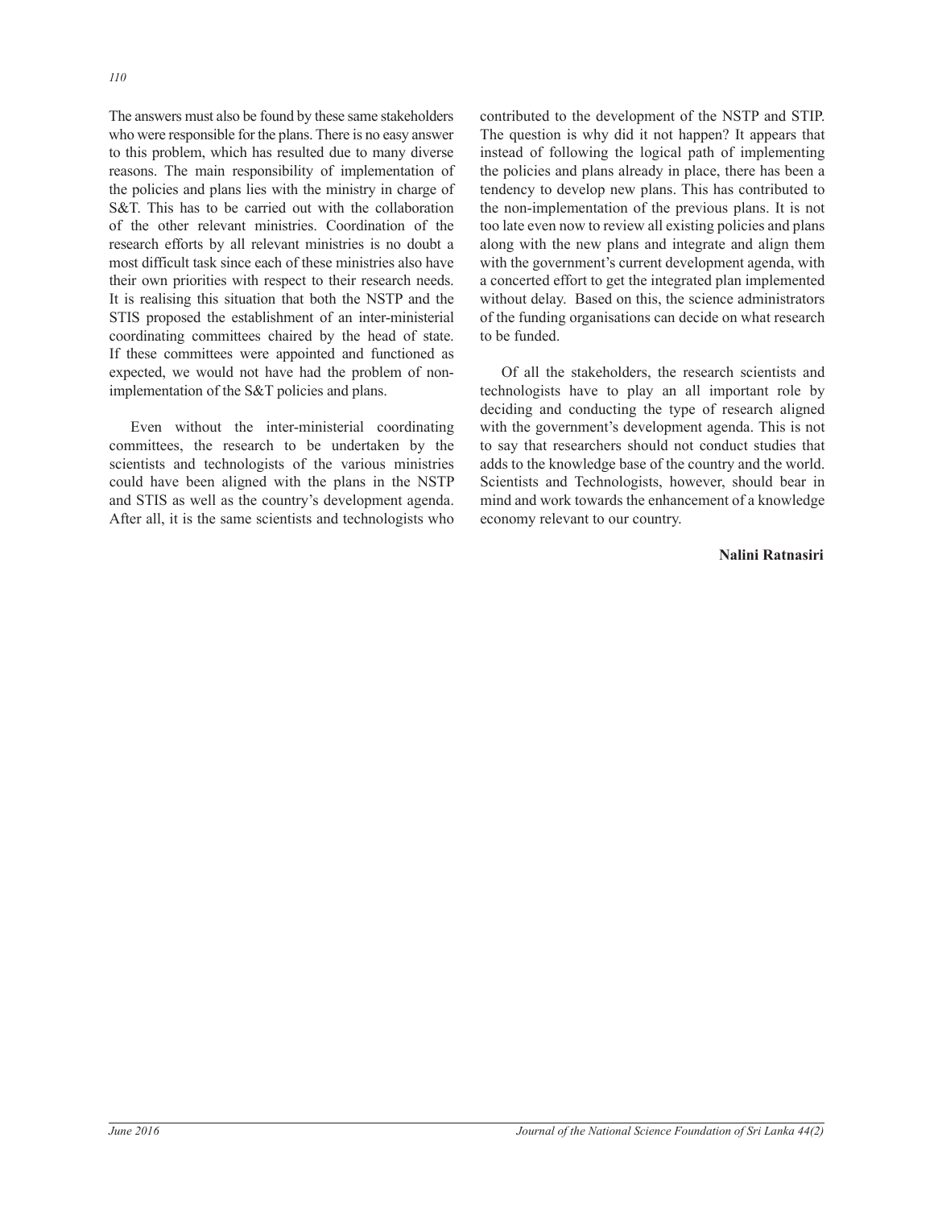The answers must also be found by these same stakeholders who were responsible for the plans. There is no easy answer to this problem, which has resulted due to many diverse reasons. The main responsibility of implementation of the policies and plans lies with the ministry in charge of S&T. This has to be carried out with the collaboration of the other relevant ministries. Coordination of the research efforts by all relevant ministries is no doubt a most difficult task since each of these ministries also have their own priorities with respect to their research needs. It is realising this situation that both the NSTP and the STIS proposed the establishment of an inter-ministerial coordinating committees chaired by the head of state. If these committees were appointed and functioned as expected, we would not have had the problem of non-implementation of the S&T policies and plans.

Even without the inter-ministerial coordinating committees, the research to be undertaken by the scientists and technologists of the various ministries could have been aligned with the plans in the NSTP and STIS as well as the country's development agenda. After all, it is the same scientists and technologists who contributed to the development of the NSTP and STIP. The question is why did it not happen? It appears that instead of following the logical path of implementing the policies and plans already in place, there has been a tendency to develop new plans. This has contributed to the non-implementation of the previous plans. It is not too late even now to review all existing policies and plans along with the new plans and integrate and align them with the government's current development agenda, with a concerted effort to get the integrated plan implemented without delay. Based on this, the science administrators of the funding organisations can decide on what research to be funded.

Of all the stakeholders, the research scientists and technologists have to play an all important role by deciding and conducting the type of research aligned with the government's development agenda. This is not to say that researchers should not conduct studies that adds to the knowledge base of the country and the world. Scientists and Technologists, however, should bear in mind and work towards the enhancement of a knowledge economy relevant to our country.

**Nalini Ratnasiri**